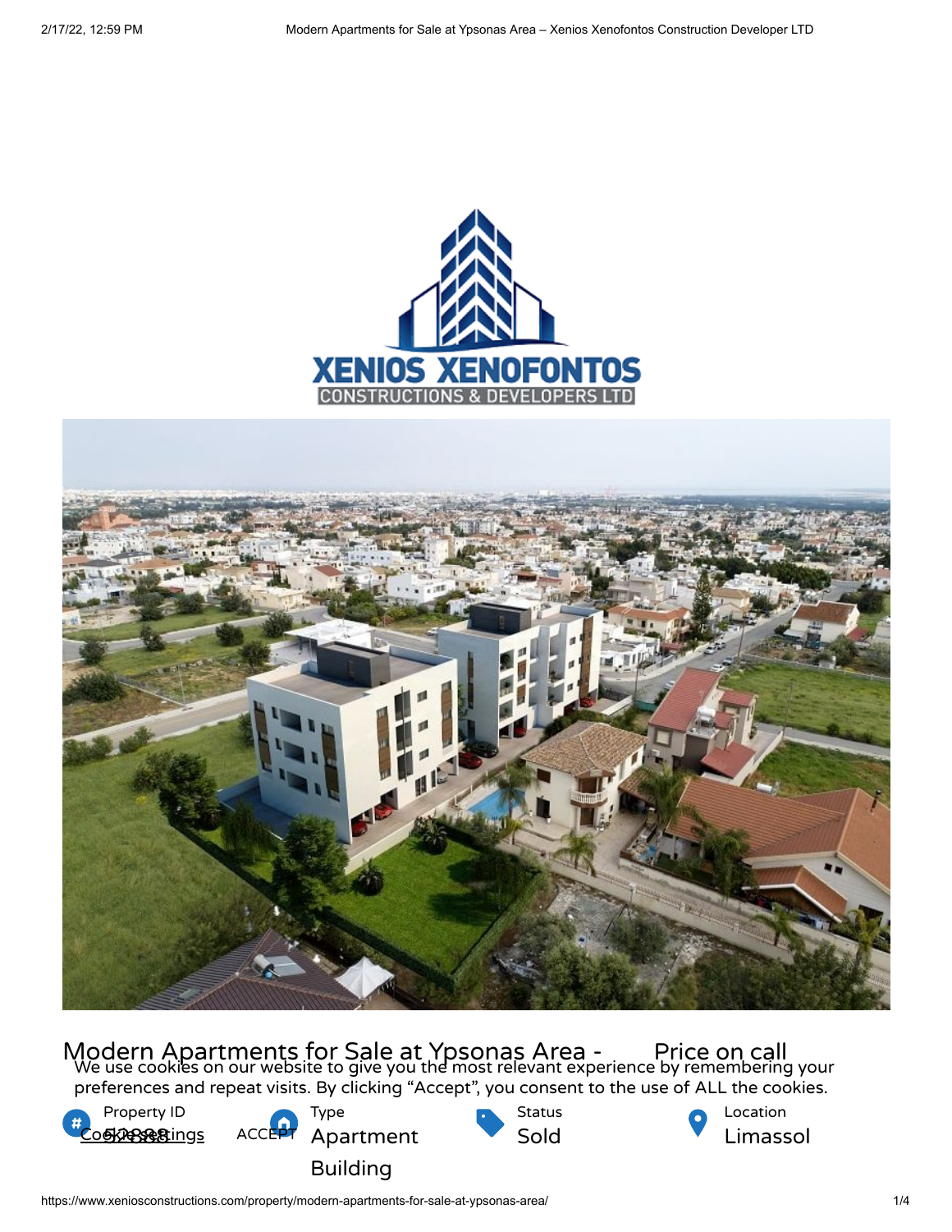# Modern Apartments for Sale at Ypsonas Area - Price on call

We use cookies on our website to give you the most relevant experience by remembering your preferences and repeat visits. By clicking "Accept", you consent to the use of ALL the cookies.

Cookie Settings ACCEPT

| Property ID | Type | Status | Location |
|---|---|---|---|
| 5KC888 | Apartment Building | Sold | Limassol |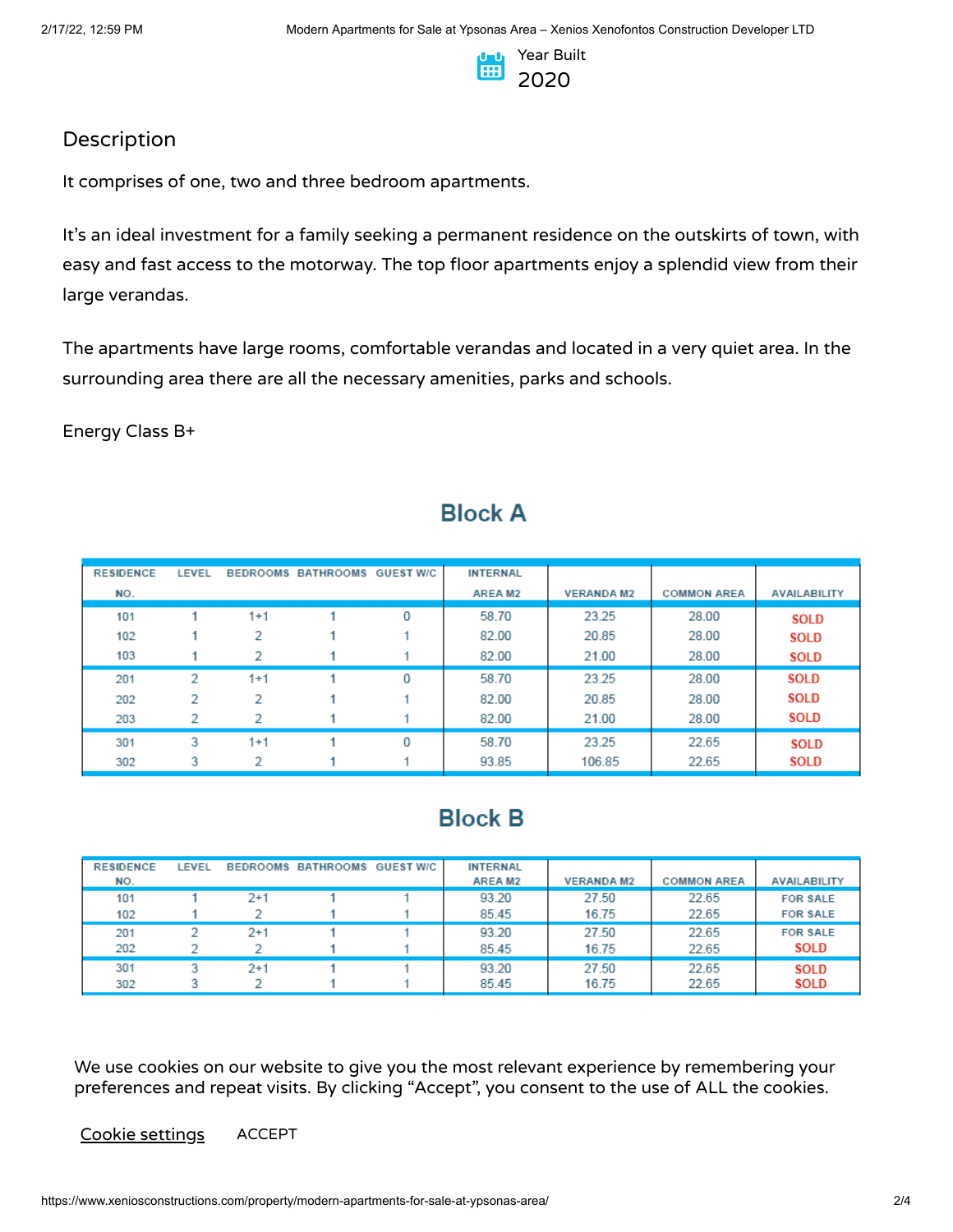Year Built

2020

## Description

It comprises of one, two and three bedroom apartments.

It's an ideal investment for a family seeking a permanent residence on the outskirts of town, with easy and fast access to the motorway. The top floor apartments enjoy a splendid view from their large verandas.

The apartments have large rooms, comfortable verandas and located in a very quiet area. In the surrounding area there are all the necessary amenities, parks and schools.

Energy Class B+

## Block A

| RESIDENCE NO. | LEVEL | BEDROOMS | BATHROOMS | GUEST W/C | INTERNAL AREA M2 | VERANDA M2 | COMMON AREA | AVAILABILITY |
|---|---|---|---|---|---|---|---|---|
| 101 | 1 | 1+1 | 1 | 0 | 58.70 | 23.25 | 28.00 | SOLD |
| 102 | 1 | 2 | 1 | 1 | 82.00 | 20.85 | 28.00 | SOLD |
| 103 | 1 | 2 | 1 | 1 | 82.00 | 21.00 | 28.00 | SOLD |
| 201 | 2 | 1+1 | 1 | 0 | 58.70 | 23.25 | 28.00 | SOLD |
| 202 | 2 | 2 | 1 | 1 | 82.00 | 20.85 | 28.00 | SOLD |
| 203 | 2 | 2 | 1 | 1 | 82.00 | 21.00 | 28.00 | SOLD |
| 301 | 3 | 1+1 | 1 | 0 | 58.70 | 23.25 | 22.65 | SOLD |
| 302 | 3 | 2 | 1 | 1 | 93.85 | 106.85 | 22.65 | SOLD |

## Block B

| RESIDENCE NO. | LEVEL | BEDROOMS | BATHROOMS | GUEST W/C | INTERNAL AREA M2 | VERANDA M2 | COMMON AREA | AVAILABILITY |
|---|---|---|---|---|---|---|---|---|
| 101 | 1 | 2+1 | 1 | 1 | 93.20 | 27.50 | 22.65 | FOR SALE |
| 102 | 1 | 2 | 1 | 1 | 85.45 | 16.75 | 22.65 | FOR SALE |
| 201 | 2 | 2+1 | 1 | 1 | 93.20 | 27.50 | 22.65 | FOR SALE |
| 202 | 2 | 2 | 1 | 1 | 85.45 | 16.75 | 22.65 | SOLD |
| 301 | 3 | 2+1 | 1 | 1 | 93.20 | 27.50 | 22.65 | SOLD |
| 302 | 3 | 2 | 1 | 1 | 85.45 | 16.75 | 22.65 | SOLD |

We use cookies on our website to give you the most relevant experience by remembering your preferences and repeat visits. By clicking "Accept", you consent to the use of ALL the cookies.

Cookie settings ACCEPT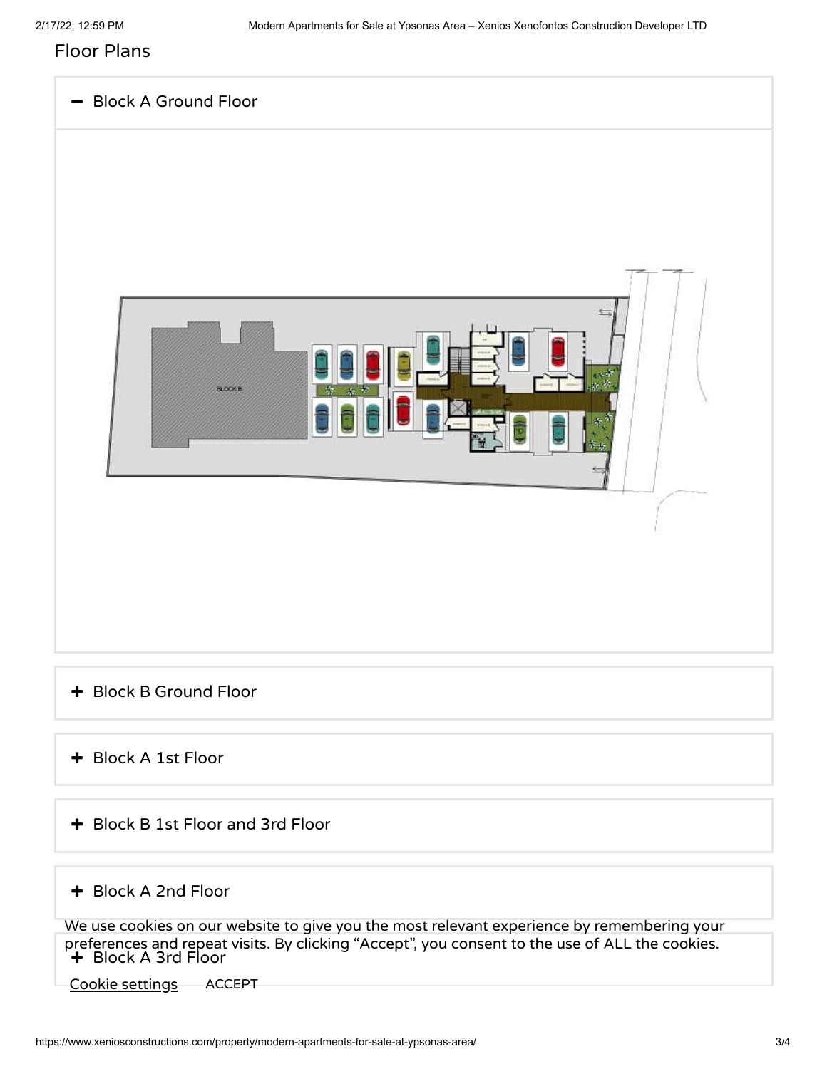## Floor Plans

**− Block A Ground Floor**

**+ Block B Ground Floor**

**+ Block A 1st Floor**

**+ Block B 1st Floor and 3rd Floor**

**+ Block A 2nd Floor**

**+ Block A 3rd Floor**

We use cookies on our website to give you the most relevant experience by remembering your preferences and repeat visits. By clicking “Accept”, you consent to the use of ALL the cookies.

Cookie settings ACCEPT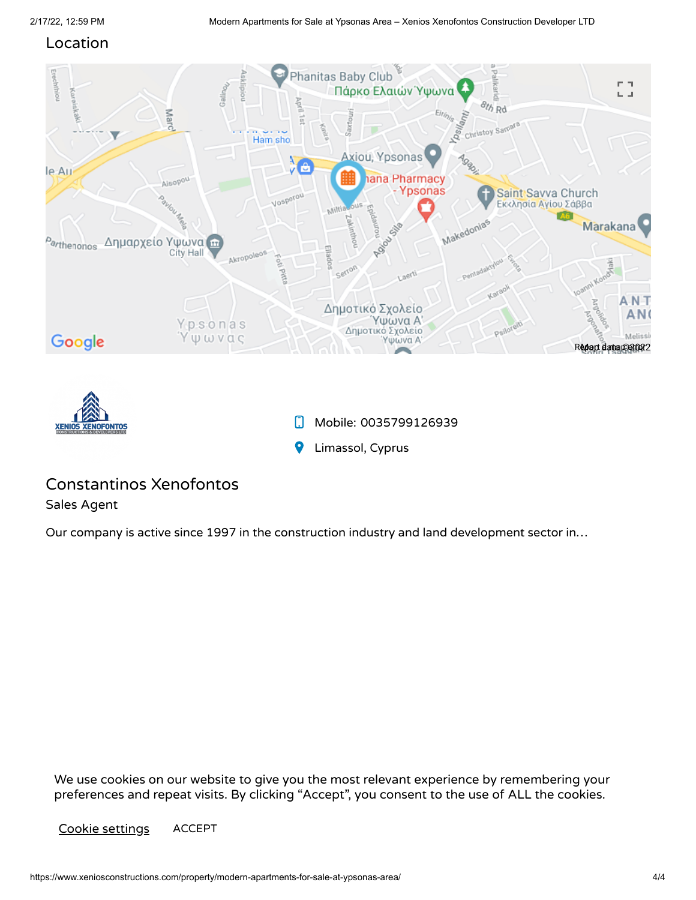## Location

Mobile: 0035799126939

Limassol, Cyprus

## Constantinos Xenofontos

Sales Agent

Our company is active since 1997 in the construction industry and land development sector in…

We use cookies on our website to give you the most relevant experience by remembering your preferences and repeat visits. By clicking “Accept”, you consent to the use of ALL the cookies.

Cookie settings ACCEPT